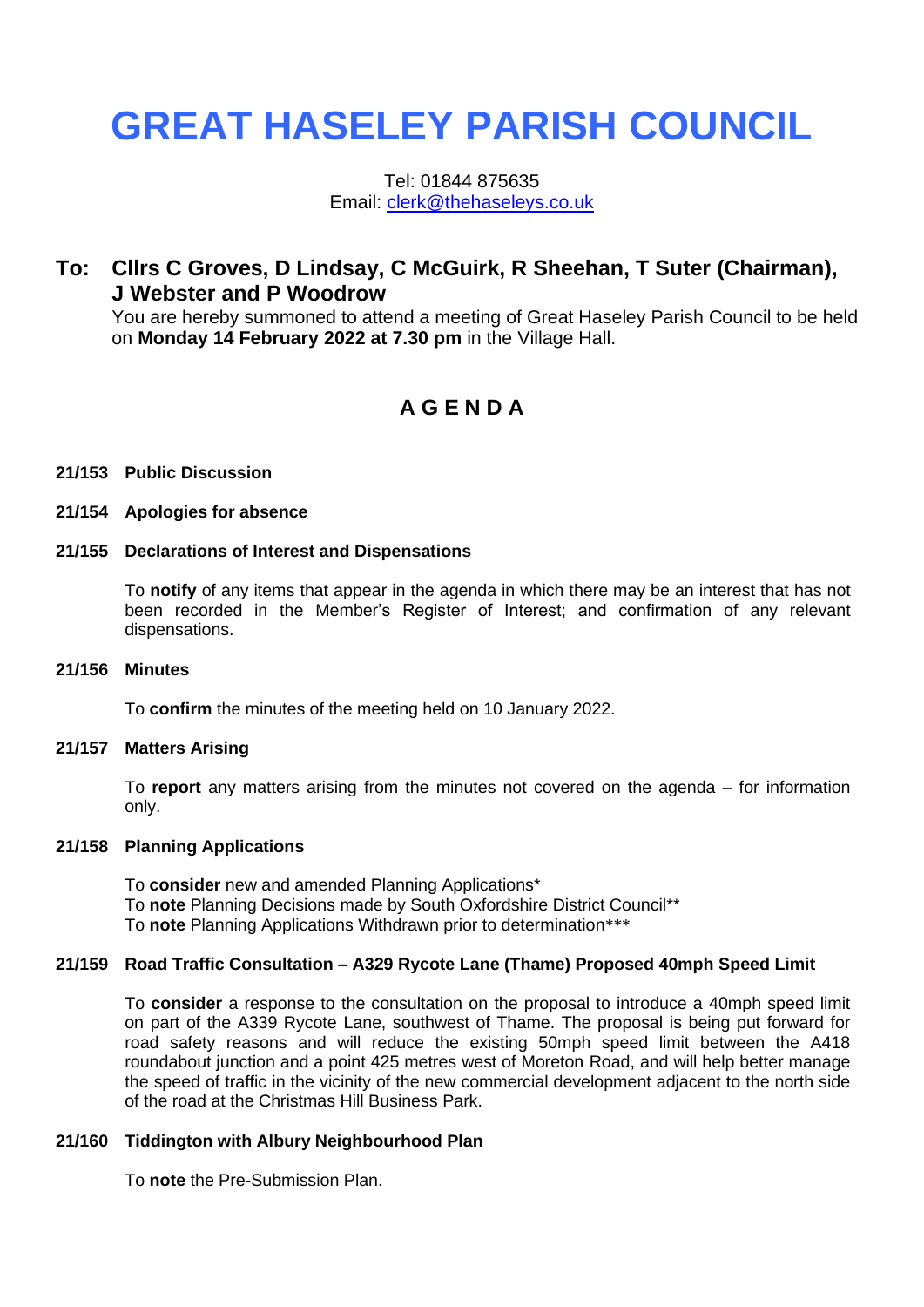# GREAT HASELEY PARISH COUNCIL

Tel: 01844 875635
Email: clerk@thehaseleys.co.uk

## To: Cllrs C Groves, D Lindsay, C McGuirk, R Sheehan, T Suter (Chairman), J Webster and P Woodrow

You are hereby summoned to attend a meeting of Great Haseley Parish Council to be held on **Monday 14 February 2022 at 7.30 pm** in the Village Hall.

## A G E N D A

**21/153 Public Discussion**

**21/154 Apologies for absence**

**21/155 Declarations of Interest and Dispensations**

To **notify** of any items that appear in the agenda in which there may be an interest that has not been recorded in the Member's Register of Interest; and confirmation of any relevant dispensations.

**21/156 Minutes**

To **confirm** the minutes of the meeting held on 10 January 2022.

**21/157 Matters Arising**

To **report** any matters arising from the minutes not covered on the agenda – for information only.

**21/158 Planning Applications**

To **consider** new and amended Planning Applications*
To **note** Planning Decisions made by South Oxfordshire District Council**
To **note** Planning Applications Withdrawn prior to determination***

**21/159 Road Traffic Consultation – A329 Rycote Lane (Thame) Proposed 40mph Speed Limit**

To **consider** a response to the consultation on the proposal to introduce a 40mph speed limit on part of the A339 Rycote Lane, southwest of Thame. The proposal is being put forward for road safety reasons and will reduce the existing 50mph speed limit between the A418 roundabout junction and a point 425 metres west of Moreton Road, and will help better manage the speed of traffic in the vicinity of the new commercial development adjacent to the north side of the road at the Christmas Hill Business Park.

**21/160 Tiddington with Albury Neighbourhood Plan**

To **note** the Pre-Submission Plan.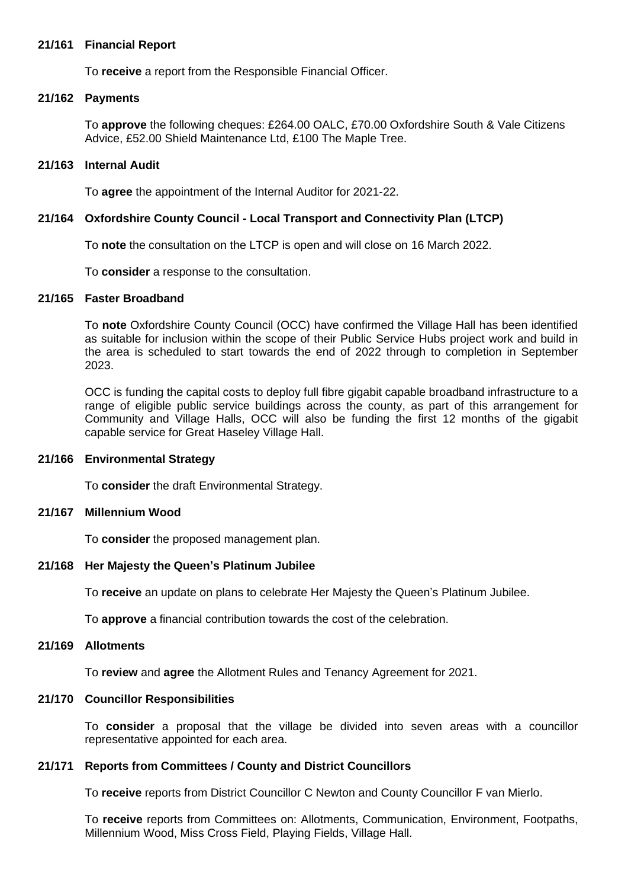### 21/161 Financial Report

To **receive** a report from the Responsible Financial Officer.

### 21/162 Payments

To **approve** the following cheques: £264.00 OALC, £70.00 Oxfordshire South & Vale Citizens Advice, £52.00 Shield Maintenance Ltd, £100 The Maple Tree.

### 21/163 Internal Audit

To **agree** the appointment of the Internal Auditor for 2021-22.

### 21/164 Oxfordshire County Council - Local Transport and Connectivity Plan (LTCP)

To **note** the consultation on the LTCP is open and will close on 16 March 2022.

To **consider** a response to the consultation.

### 21/165 Faster Broadband

To **note** Oxfordshire County Council (OCC) have confirmed the Village Hall has been identified as suitable for inclusion within the scope of their Public Service Hubs project work and build in the area is scheduled to start towards the end of 2022 through to completion in September 2023.

OCC is funding the capital costs to deploy full fibre gigabit capable broadband infrastructure to a range of eligible public service buildings across the county, as part of this arrangement for Community and Village Halls, OCC will also be funding the first 12 months of the gigabit capable service for Great Haseley Village Hall.

### 21/166 Environmental Strategy

To **consider** the draft Environmental Strategy.

### 21/167 Millennium Wood

To **consider** the proposed management plan.

### 21/168 Her Majesty the Queen's Platinum Jubilee

To **receive** an update on plans to celebrate Her Majesty the Queen's Platinum Jubilee.

To **approve** a financial contribution towards the cost of the celebration.

### 21/169 Allotments

To **review** and **agree** the Allotment Rules and Tenancy Agreement for 2021.

### 21/170 Councillor Responsibilities

To **consider** a proposal that the village be divided into seven areas with a councillor representative appointed for each area.

### 21/171 Reports from Committees / County and District Councillors

To **receive** reports from District Councillor C Newton and County Councillor F van Mierlo.

To **receive** reports from Committees on: Allotments, Communication, Environment, Footpaths, Millennium Wood, Miss Cross Field, Playing Fields, Village Hall.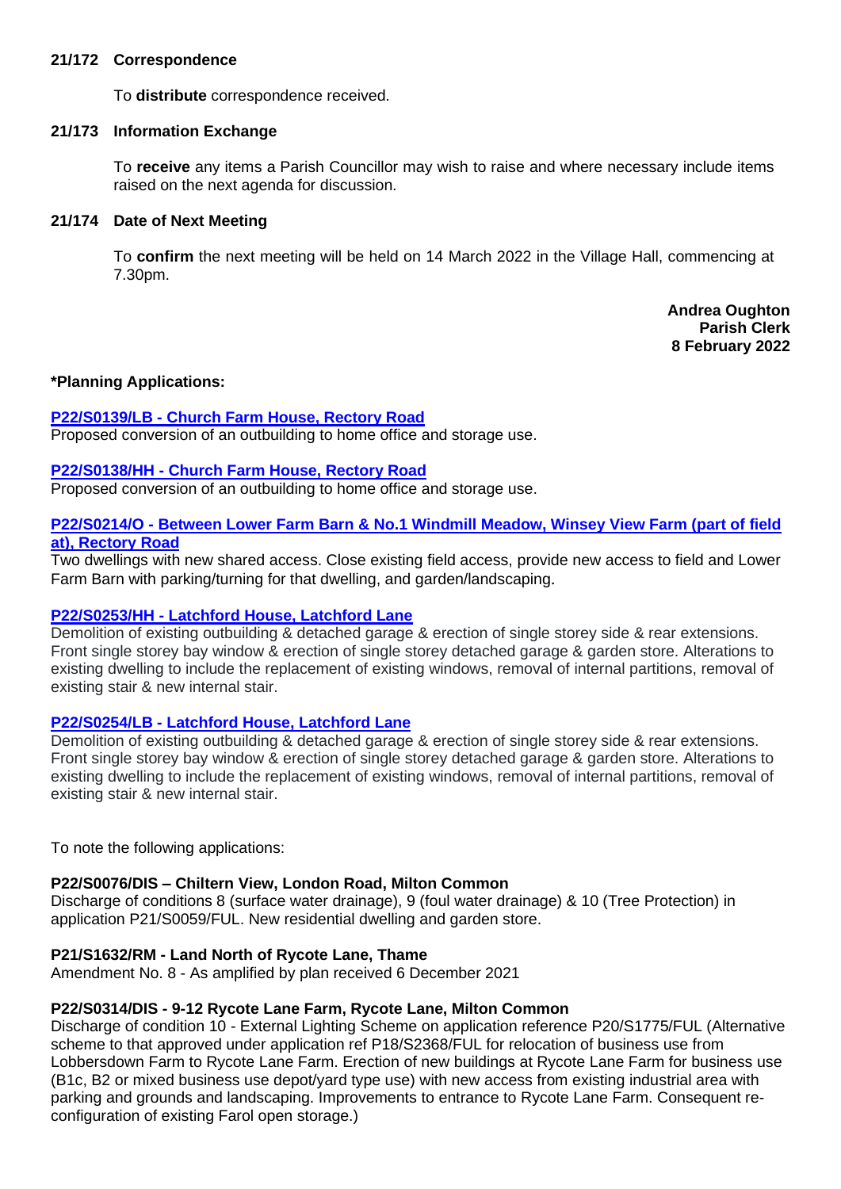### 21/172 Correspondence

To **distribute** correspondence received.

### 21/173 Information Exchange

To **receive** any items a Parish Councillor may wish to raise and where necessary include items raised on the next agenda for discussion.

### 21/174 Date of Next Meeting

To **confirm** the next meeting will be held on 14 March 2022 in the Village Hall, commencing at 7.30pm.

**Andrea Oughton**
**Parish Clerk**
**8 February 2022**

### *Planning Applications:

**P22/S0139/LB - Church Farm House, Rectory Road**
Proposed conversion of an outbuilding to home office and storage use.

**P22/S0138/HH - Church Farm House, Rectory Road**
Proposed conversion of an outbuilding to home office and storage use.

**P22/S0214/O - Between Lower Farm Barn & No.1 Windmill Meadow, Winsey View Farm (part of field at), Rectory Road**
Two dwellings with new shared access. Close existing field access, provide new access to field and Lower Farm Barn with parking/turning for that dwelling, and garden/landscaping.

**P22/S0253/HH - Latchford House, Latchford Lane**
Demolition of existing outbuilding & detached garage & erection of single storey side & rear extensions. Front single storey bay window & erection of single storey detached garage & garden store. Alterations to existing dwelling to include the replacement of existing windows, removal of internal partitions, removal of existing stair & new internal stair.

**P22/S0254/LB - Latchford House, Latchford Lane**
Demolition of existing outbuilding & detached garage & erection of single storey side & rear extensions. Front single storey bay window & erection of single storey detached garage & garden store. Alterations to existing dwelling to include the replacement of existing windows, removal of internal partitions, removal of existing stair & new internal stair.

To note the following applications:

**P22/S0076/DIS – Chiltern View, London Road, Milton Common**
Discharge of conditions 8 (surface water drainage), 9 (foul water drainage) & 10 (Tree Protection) in application P21/S0059/FUL. New residential dwelling and garden store.

**P21/S1632/RM - Land North of Rycote Lane, Thame**
Amendment No. 8 - As amplified by plan received 6 December 2021

**P22/S0314/DIS - 9-12 Rycote Lane Farm, Rycote Lane, Milton Common**
Discharge of condition 10 - External Lighting Scheme on application reference P20/S1775/FUL (Alternative scheme to that approved under application ref P18/S2368/FUL for relocation of business use from Lobbersdown Farm to Rycote Lane Farm. Erection of new buildings at Rycote Lane Farm for business use (B1c, B2 or mixed business use depot/yard type use) with new access from existing industrial area with parking and grounds and landscaping. Improvements to entrance to Rycote Lane Farm. Consequent re-configuration of existing Farol open storage.)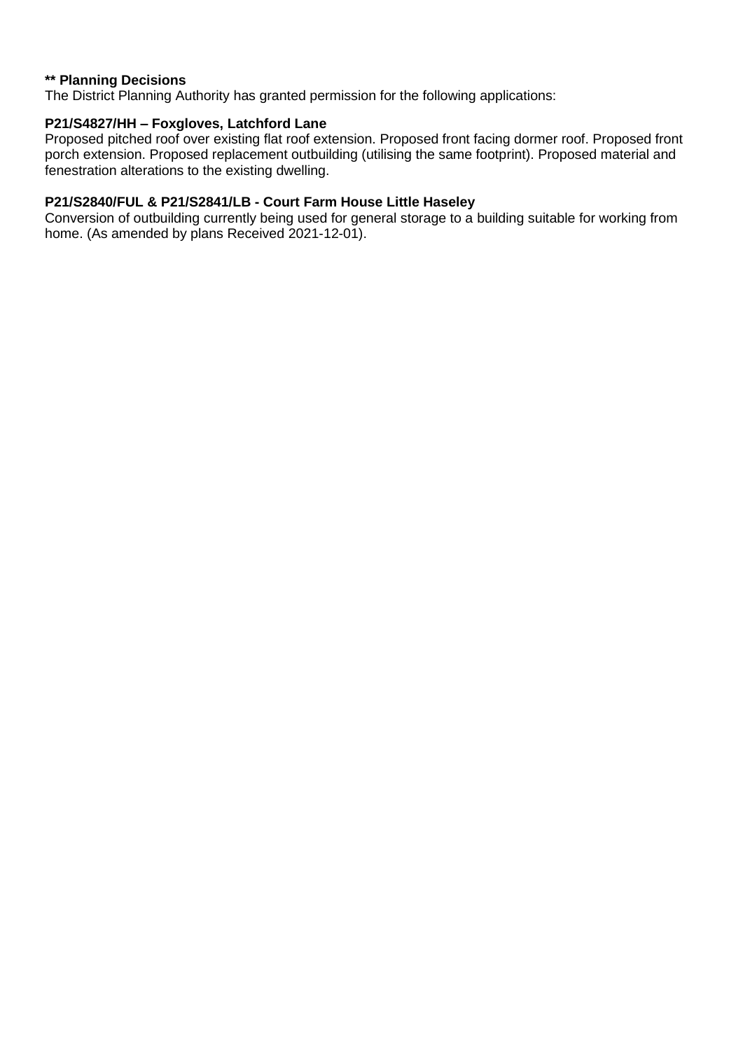**** Planning Decisions**

The District Planning Authority has granted permission for the following applications:

**P21/S4827/HH – Foxgloves, Latchford Lane**

Proposed pitched roof over existing flat roof extension. Proposed front facing dormer roof. Proposed front porch extension. Proposed replacement outbuilding (utilising the same footprint). Proposed material and fenestration alterations to the existing dwelling.

**P21/S2840/FUL & P21/S2841/LB - Court Farm House Little Haseley**

Conversion of outbuilding currently being used for general storage to a building suitable for working from home. (As amended by plans Received 2021-12-01).